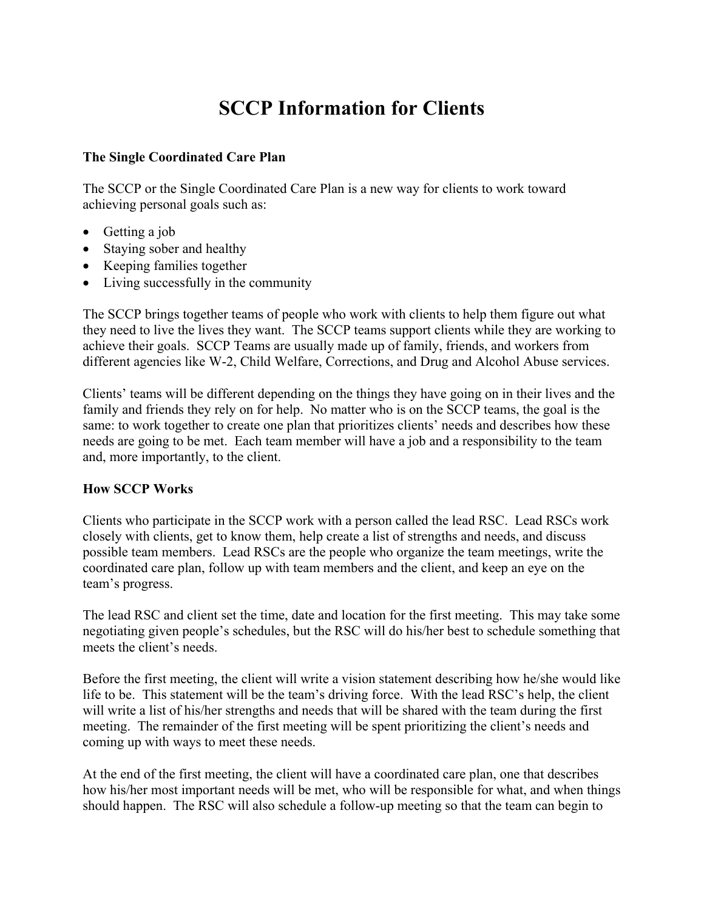# SCCP Information for Clients

### The Single Coordinated Care Plan

The SCCP or the Single Coordinated Care Plan is a new way for clients to work toward achieving personal goals such as:

- Getting a job
- Staying sober and healthy
- Keeping families together
- Living successfully in the community

The SCCP brings together teams of people who work with clients to help them figure out what they need to live the lives they want. The SCCP teams support clients while they are working to achieve their goals. SCCP Teams are usually made up of family, friends, and workers from different agencies like W-2, Child Welfare, Corrections, and Drug and Alcohol Abuse services.

Clients' teams will be different depending on the things they have going on in their lives and the family and friends they rely on for help. No matter who is on the SCCP teams, the goal is the same: to work together to create one plan that prioritizes clients' needs and describes how these needs are going to be met. Each team member will have a job and a responsibility to the team and, more importantly, to the client.

### How SCCP Works

Clients who participate in the SCCP work with a person called the lead RSC. Lead RSCs work closely with clients, get to know them, help create a list of strengths and needs, and discuss possible team members. Lead RSCs are the people who organize the team meetings, write the coordinated care plan, follow up with team members and the client, and keep an eye on the team's progress.

The lead RSC and client set the time, date and location for the first meeting. This may take some negotiating given people's schedules, but the RSC will do his/her best to schedule something that meets the client's needs.

Before the first meeting, the client will write a vision statement describing how he/she would like life to be. This statement will be the team's driving force. With the lead RSC's help, the client will write a list of his/her strengths and needs that will be shared with the team during the first meeting. The remainder of the first meeting will be spent prioritizing the client's needs and coming up with ways to meet these needs.

At the end of the first meeting, the client will have a coordinated care plan, one that describes how his/her most important needs will be met, who will be responsible for what, and when things should happen. The RSC will also schedule a follow-up meeting so that the team can begin to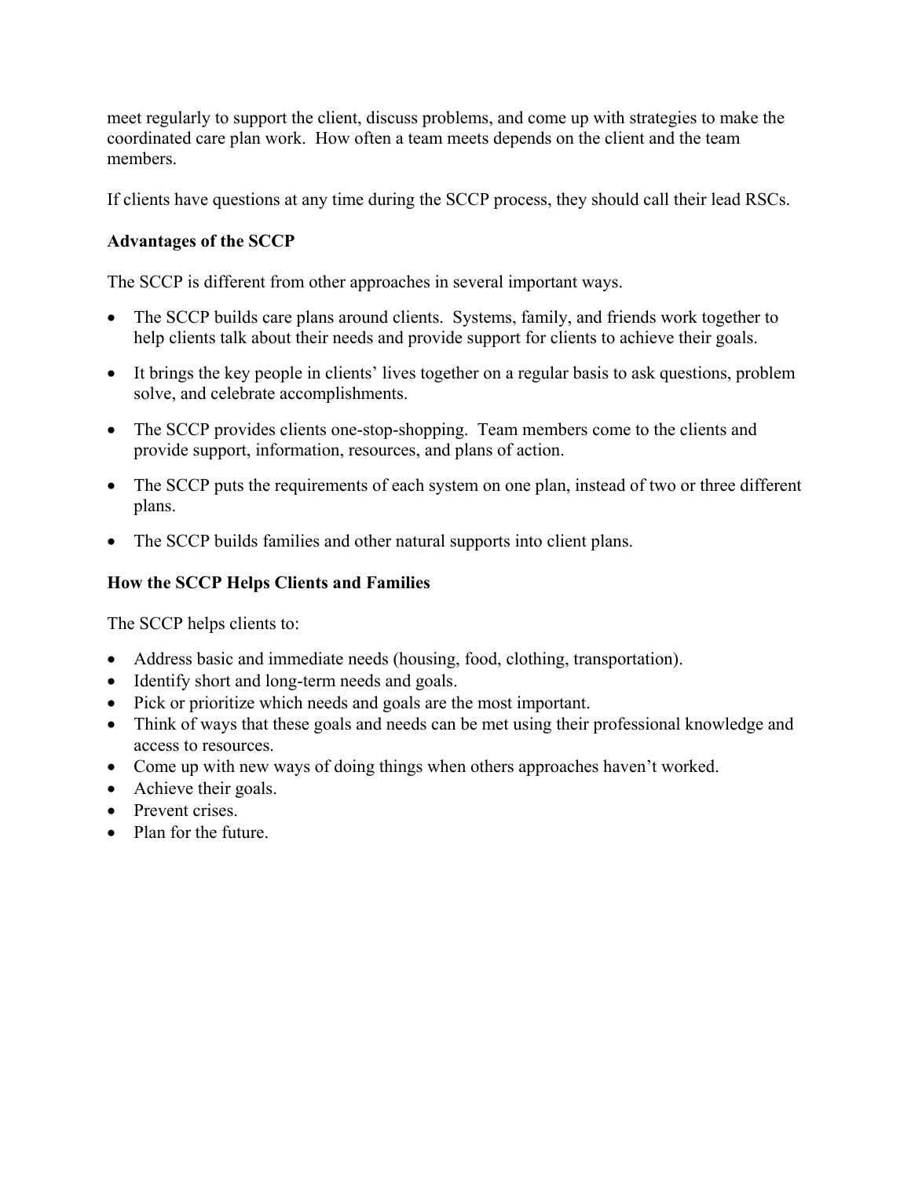meet regularly to support the client, discuss problems, and come up with strategies to make the coordinated care plan work. How often a team meets depends on the client and the team members.

If clients have questions at any time during the SCCP process, they should call their lead RSCs.

**Advantages of the SCCP**

The SCCP is different from other approaches in several important ways.

- The SCCP builds care plans around clients. Systems, family, and friends work together to help clients talk about their needs and provide support for clients to achieve their goals.
- It brings the key people in clients' lives together on a regular basis to ask questions, problem solve, and celebrate accomplishments.
- The SCCP provides clients one-stop-shopping. Team members come to the clients and provide support, information, resources, and plans of action.
- The SCCP puts the requirements of each system on one plan, instead of two or three different plans.
- The SCCP builds families and other natural supports into client plans.

**How the SCCP Helps Clients and Families**

The SCCP helps clients to:

- Address basic and immediate needs (housing, food, clothing, transportation).
- Identify short and long-term needs and goals.
- Pick or prioritize which needs and goals are the most important.
- Think of ways that these goals and needs can be met using their professional knowledge and access to resources.
- Come up with new ways of doing things when others approaches haven't worked.
- Achieve their goals.
- Prevent crises.
- Plan for the future.